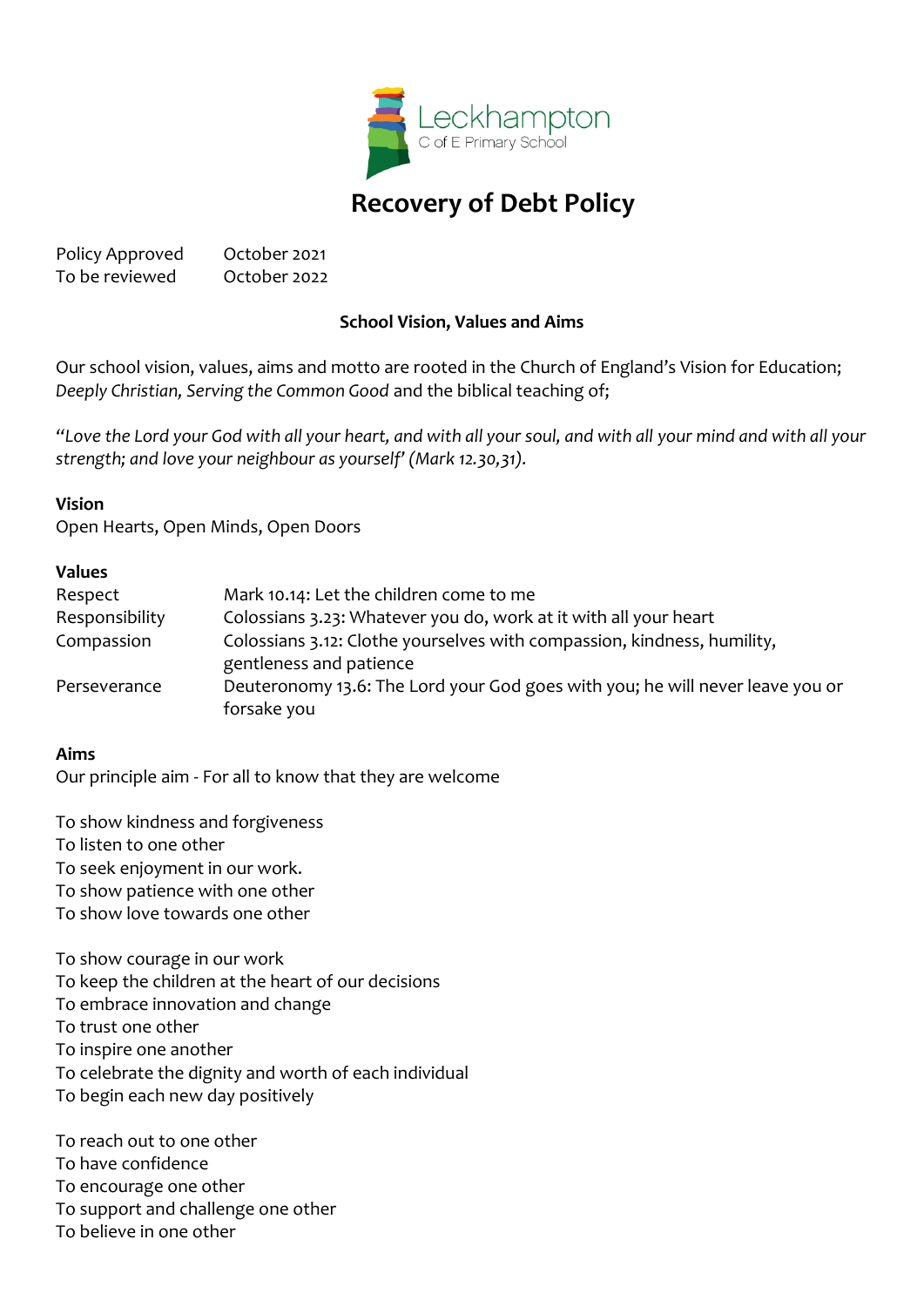Leckhampton
C of E Primary School

# Recovery of Debt Policy

| | |
|---|---|
| Policy Approved | October 2021 |
| To be reviewed | October 2022 |

### School Vision, Values and Aims

Our school vision, values, aims and motto are rooted in the Church of England's Vision for Education; *Deeply Christian, Serving the Common Good* and the biblical teaching of;

*"Love the Lord your God with all your heart, and with all your soul, and with all your mind and with all your strength; and love your neighbour as yourself' (Mark 12.30,31).*

**Vision**
Open Hearts, Open Minds, Open Doors

**Values**

| | |
|---|---|
| Respect | Mark 10.14: Let the children come to me |
| Responsibility | Colossians 3.23: Whatever you do, work at it with all your heart |
| Compassion | Colossians 3.12: Clothe yourselves with compassion, kindness, humility, gentleness and patience |
| Perseverance | Deuteronomy 13.6: The Lord your God goes with you; he will never leave you or forsake you |

**Aims**
Our principle aim - For all to know that they are welcome

To show kindness and forgiveness
To listen to one other
To seek enjoyment in our work.
To show patience with one other
To show love towards one other

To show courage in our work
To keep the children at the heart of our decisions
To embrace innovation and change
To trust one other
To inspire one another
To celebrate the dignity and worth of each individual
To begin each new day positively

To reach out to one other
To have confidence
To encourage one other
To support and challenge one other
To believe in one other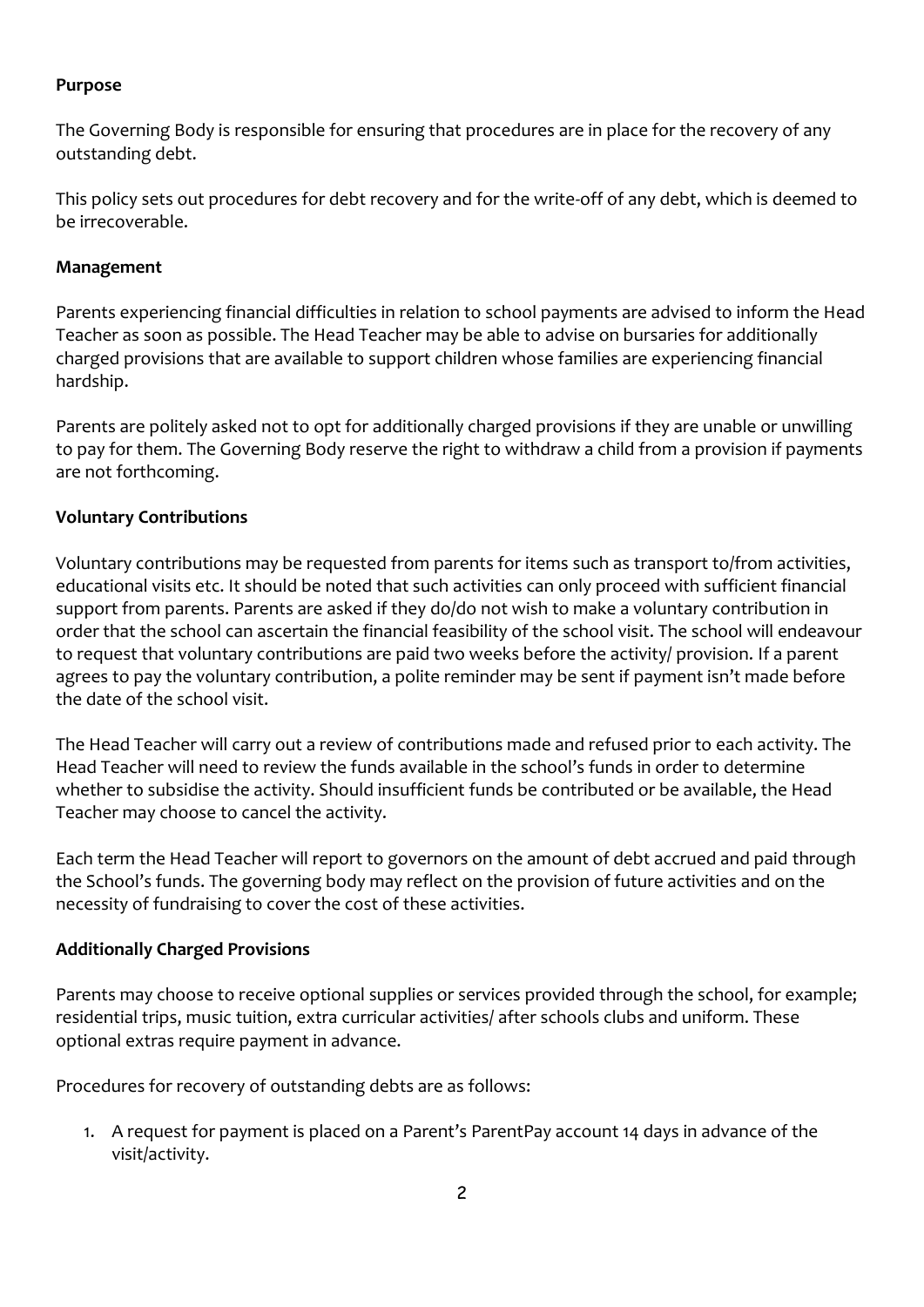**Purpose**

The Governing Body is responsible for ensuring that procedures are in place for the recovery of any outstanding debt.

This policy sets out procedures for debt recovery and for the write-off of any debt, which is deemed to be irrecoverable.

**Management**

Parents experiencing financial difficulties in relation to school payments are advised to inform the Head Teacher as soon as possible. The Head Teacher may be able to advise on bursaries for additionally charged provisions that are available to support children whose families are experiencing financial hardship.

Parents are politely asked not to opt for additionally charged provisions if they are unable or unwilling to pay for them. The Governing Body reserve the right to withdraw a child from a provision if payments are not forthcoming.

**Voluntary Contributions**

Voluntary contributions may be requested from parents for items such as transport to/from activities, educational visits etc. It should be noted that such activities can only proceed with sufficient financial support from parents. Parents are asked if they do/do not wish to make a voluntary contribution in order that the school can ascertain the financial feasibility of the school visit. The school will endeavour to request that voluntary contributions are paid two weeks before the activity/ provision. If a parent agrees to pay the voluntary contribution, a polite reminder may be sent if payment isn't made before the date of the school visit.

The Head Teacher will carry out a review of contributions made and refused prior to each activity. The Head Teacher will need to review the funds available in the school's funds in order to determine whether to subsidise the activity. Should insufficient funds be contributed or be available, the Head Teacher may choose to cancel the activity.

Each term the Head Teacher will report to governors on the amount of debt accrued and paid through the School's funds. The governing body may reflect on the provision of future activities and on the necessity of fundraising to cover the cost of these activities.

**Additionally Charged Provisions**

Parents may choose to receive optional supplies or services provided through the school, for example; residential trips, music tuition, extra curricular activities/ after schools clubs and uniform. These optional extras require payment in advance.

Procedures for recovery of outstanding debts are as follows:

1. A request for payment is placed on a Parent's ParentPay account 14 days in advance of the visit/activity.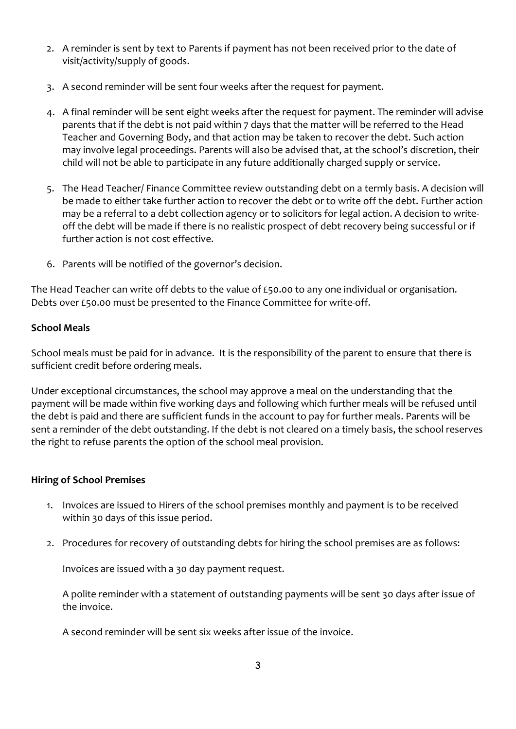2. A reminder is sent by text to Parents if payment has not been received prior to the date of visit/activity/supply of goods.

3. A second reminder will be sent four weeks after the request for payment.

4. A final reminder will be sent eight weeks after the request for payment. The reminder will advise parents that if the debt is not paid within 7 days that the matter will be referred to the Head Teacher and Governing Body, and that action may be taken to recover the debt. Such action may involve legal proceedings. Parents will also be advised that, at the school's discretion, their child will not be able to participate in any future additionally charged supply or service.

5. The Head Teacher/ Finance Committee review outstanding debt on a termly basis. A decision will be made to either take further action to recover the debt or to write off the debt. Further action may be a referral to a debt collection agency or to solicitors for legal action. A decision to write-off the debt will be made if there is no realistic prospect of debt recovery being successful or if further action is not cost effective.

6. Parents will be notified of the governor's decision.

The Head Teacher can write off debts to the value of £50.00 to any one individual or organisation. Debts over £50.00 must be presented to the Finance Committee for write-off.

**School Meals**

School meals must be paid for in advance. It is the responsibility of the parent to ensure that there is sufficient credit before ordering meals.

Under exceptional circumstances, the school may approve a meal on the understanding that the payment will be made within five working days and following which further meals will be refused until the debt is paid and there are sufficient funds in the account to pay for further meals. Parents will be sent a reminder of the debt outstanding. If the debt is not cleared on a timely basis, the school reserves the right to refuse parents the option of the school meal provision.

**Hiring of School Premises**

1. Invoices are issued to Hirers of the school premises monthly and payment is to be received within 30 days of this issue period.

2. Procedures for recovery of outstanding debts for hiring the school premises are as follows:

   Invoices are issued with a 30 day payment request.

   A polite reminder with a statement of outstanding payments will be sent 30 days after issue of the invoice.

   A second reminder will be sent six weeks after issue of the invoice.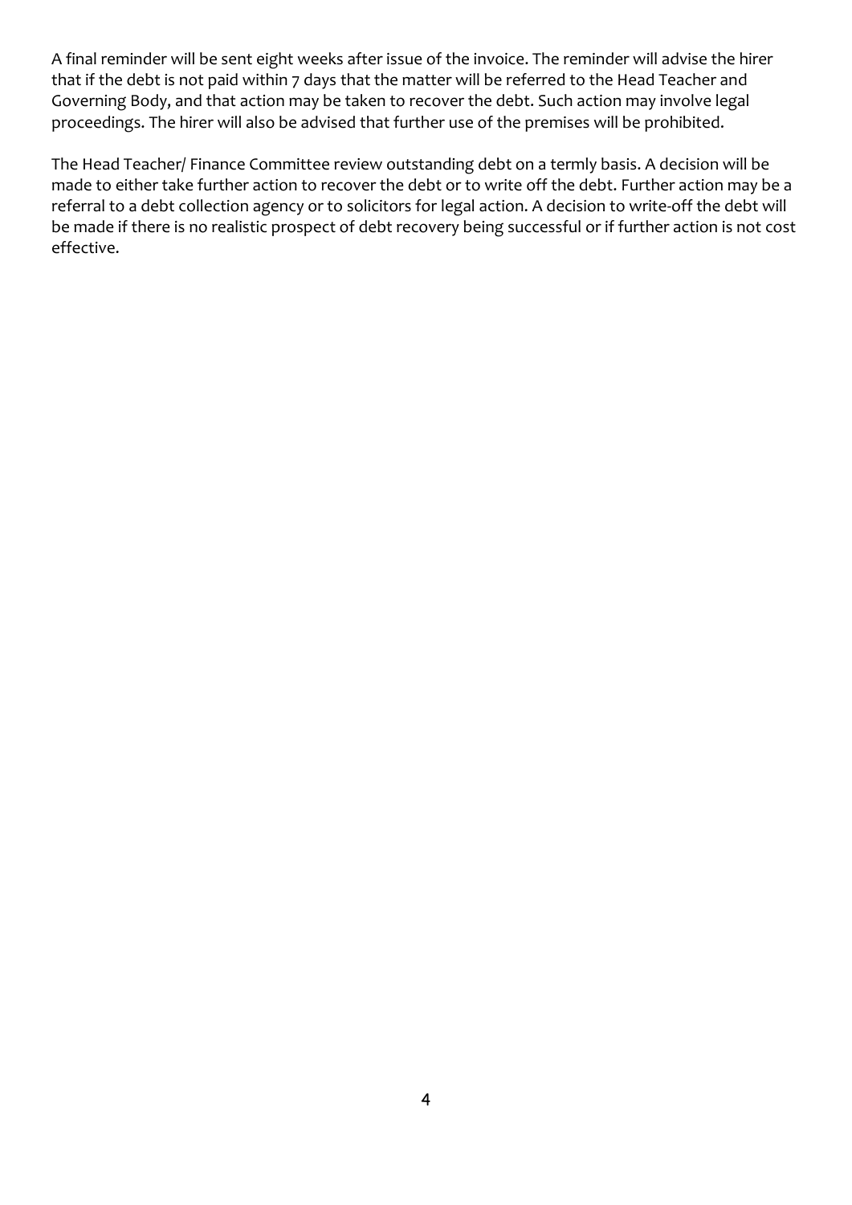A final reminder will be sent eight weeks after issue of the invoice. The reminder will advise the hirer that if the debt is not paid within 7 days that the matter will be referred to the Head Teacher and Governing Body, and that action may be taken to recover the debt. Such action may involve legal proceedings. The hirer will also be advised that further use of the premises will be prohibited.

The Head Teacher/ Finance Committee review outstanding debt on a termly basis. A decision will be made to either take further action to recover the debt or to write off the debt. Further action may be a referral to a debt collection agency or to solicitors for legal action. A decision to write-off the debt will be made if there is no realistic prospect of debt recovery being successful or if further action is not cost effective.